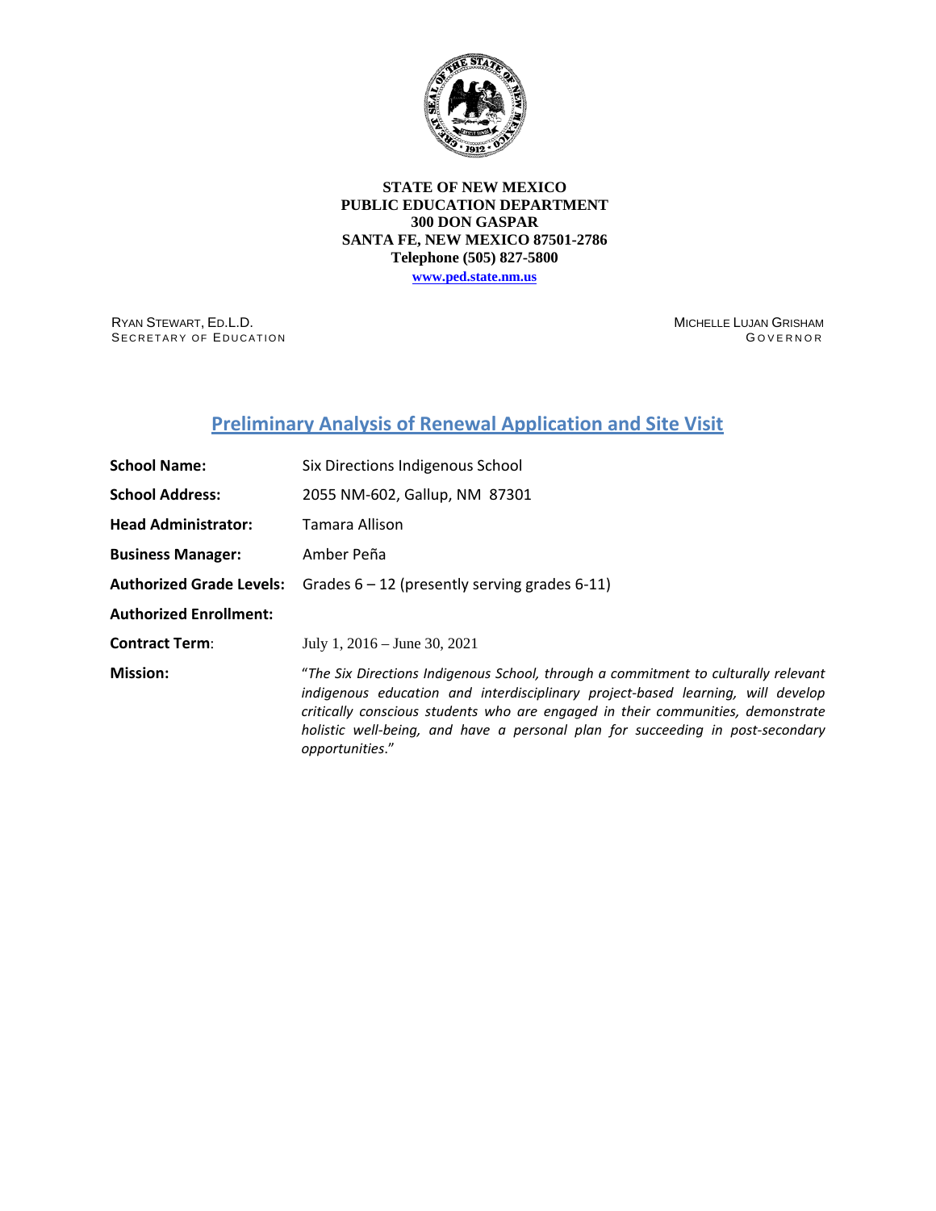**STATE OF NEW MEXICO**
**PUBLIC EDUCATION DEPARTMENT**
**300 DON GASPAR**
**SANTA FE, NEW MEXICO 87501-2786**
**Telephone (505) 827-5800**
**www.ped.state.nm.us**

RYAN STEWART, ED.L.D.
SECRETARY OF EDUCATION

MICHELLE LUJAN GRISHAM
GOVERNOR

# Preliminary Analysis of Renewal Application and Site Visit

| | |
|---|---|
| **School Name:** | Six Directions Indigenous School |
| **School Address:** | 2055 NM-602, Gallup, NM 87301 |
| **Head Administrator:** | Tamara Allison |
| **Business Manager:** | Amber Peña |
| **Authorized Grade Levels:** | Grades 6 – 12 (presently serving grades 6-11) |
| **Authorized Enrollment:** | |
| **Contract Term:** | July 1, 2016 – June 30, 2021 |
| **Mission:** | "*The Six Directions Indigenous School, through a commitment to culturally relevant indigenous education and interdisciplinary project-based learning, will develop critically conscious students who are engaged in their communities, demonstrate holistic well-being, and have a personal plan for succeeding in post-secondary opportunities*." |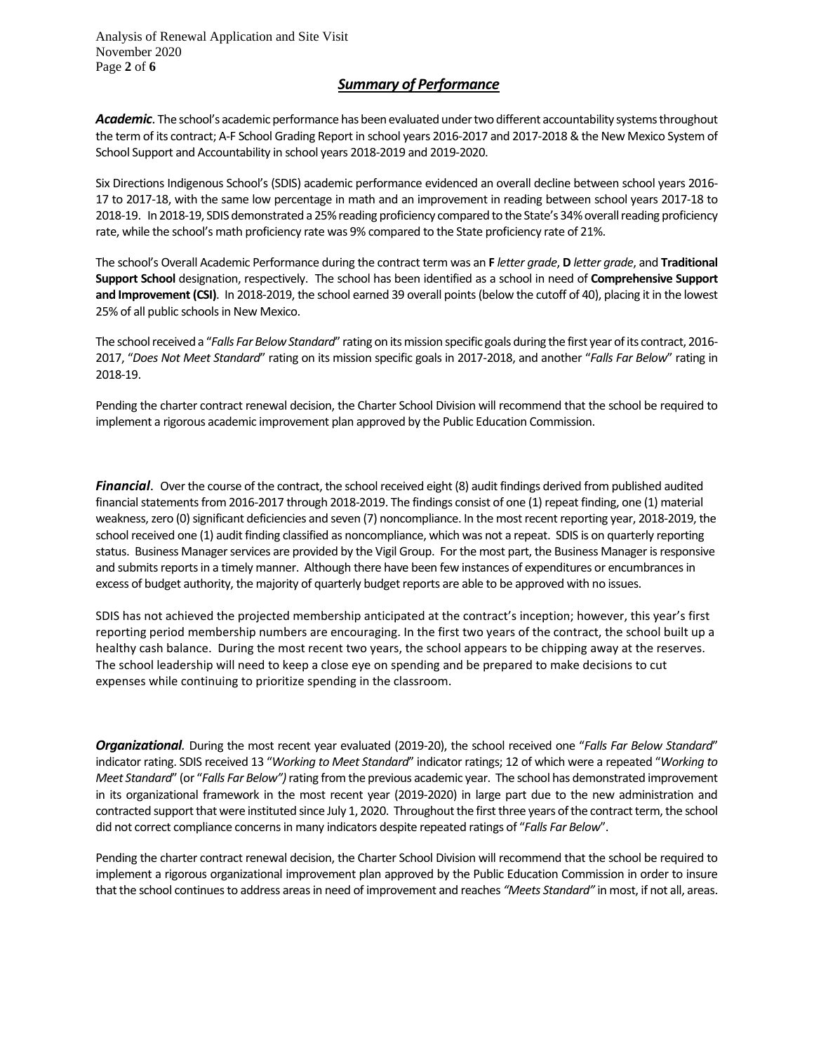## ***Summary of Performance***

***Academic***. The school's academic performance has been evaluated under two different accountability systems throughout the term of its contract; A-F School Grading Report in school years 2016-2017 and 2017-2018 & the New Mexico System of School Support and Accountability in school years 2018-2019 and 2019-2020.

Six Directions Indigenous School's (SDIS) academic performance evidenced an overall decline between school years 2016-17 to 2017-18, with the same low percentage in math and an improvement in reading between school years 2017-18 to 2018-19. In 2018-19, SDIS demonstrated a 25% reading proficiency compared to the State's 34% overall reading proficiency rate, while the school's math proficiency rate was 9% compared to the State proficiency rate of 21%.

The school's Overall Academic Performance during the contract term was an **F** *letter grade*, **D** *letter grade*, and **Traditional Support School** designation, respectively. The school has been identified as a school in need of **Comprehensive Support and Improvement (CSI)**. In 2018-2019, the school earned 39 overall points (below the cutoff of 40), placing it in the lowest 25% of all public schools in New Mexico.

The school received a "*Falls Far Below Standard*" rating on its mission specific goals during the first year of its contract, 2016-2017, "*Does Not Meet Standard*" rating on its mission specific goals in 2017-2018, and another "*Falls Far Below*" rating in 2018-19.

Pending the charter contract renewal decision, the Charter School Division will recommend that the school be required to implement a rigorous academic improvement plan approved by the Public Education Commission.

***Financial***. Over the course of the contract, the school received eight (8) audit findings derived from published audited financial statements from 2016-2017 through 2018-2019. The findings consist of one (1) repeat finding, one (1) material weakness, zero (0) significant deficiencies and seven (7) noncompliance. In the most recent reporting year, 2018-2019, the school received one (1) audit finding classified as noncompliance, which was not a repeat. SDIS is on quarterly reporting status. Business Manager services are provided by the Vigil Group. For the most part, the Business Manager is responsive and submits reports in a timely manner. Although there have been few instances of expenditures or encumbrances in excess of budget authority, the majority of quarterly budget reports are able to be approved with no issues.

SDIS has not achieved the projected membership anticipated at the contract's inception; however, this year's first reporting period membership numbers are encouraging. In the first two years of the contract, the school built up a healthy cash balance. During the most recent two years, the school appears to be chipping away at the reserves. The school leadership will need to keep a close eye on spending and be prepared to make decisions to cut expenses while continuing to prioritize spending in the classroom.

***Organizational***. During the most recent year evaluated (2019-20), the school received one "*Falls Far Below Standard*" indicator rating. SDIS received 13 "*Working to Meet Standard*" indicator ratings; 12 of which were a repeated "*Working to Meet Standard*" (or "*Falls Far Below")* rating from the previous academic year. The school has demonstrated improvement in its organizational framework in the most recent year (2019-2020) in large part due to the new administration and contracted support that were instituted since July 1, 2020. Throughout the first three years of the contract term, the school did not correct compliance concerns in many indicators despite repeated ratings of "*Falls Far Below*".

Pending the charter contract renewal decision, the Charter School Division will recommend that the school be required to implement a rigorous organizational improvement plan approved by the Public Education Commission in order to insure that the school continues to address areas in need of improvement and reaches *"Meets Standard"* in most, if not all, areas.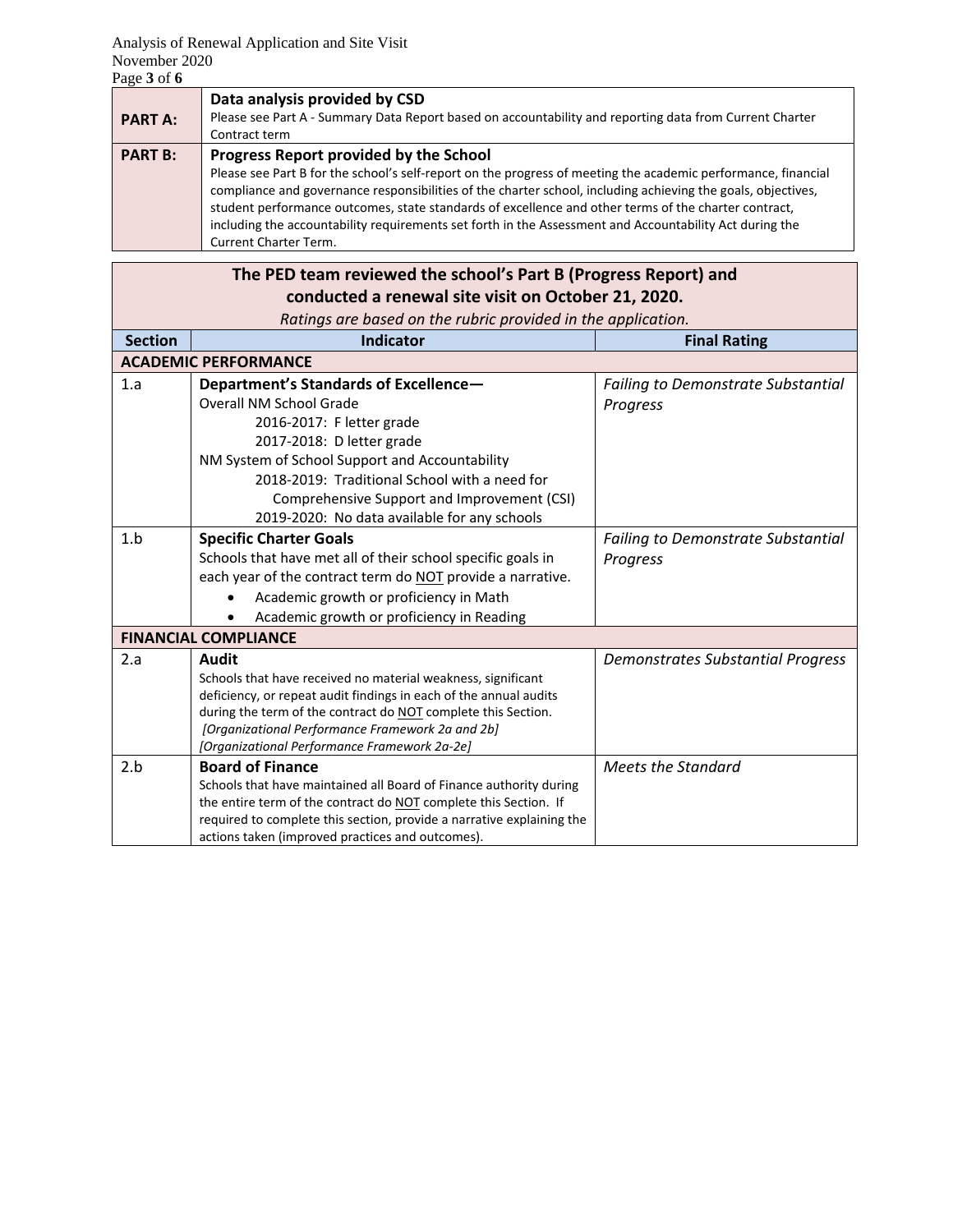| | |
|---|---|
| **PART A:** | **Data analysis provided by CSD**<br>Please see Part A - Summary Data Report based on accountability and reporting data from Current Charter Contract term |
| **PART B:** | **Progress Report provided by the School**<br>Please see Part B for the school's self-report on the progress of meeting the academic performance, financial compliance and governance responsibilities of the charter school, including achieving the goals, objectives, student performance outcomes, state standards of excellence and other terms of the charter contract, including the accountability requirements set forth in the Assessment and Accountability Act during the Current Charter Term. |

**The PED team reviewed the school's Part B (Progress Report) and conducted a renewal site visit on October 21, 2020.**

*Ratings are based on the rubric provided in the application.*

| Section | Indicator | Final Rating |
|---|---|---|
| **ACADEMIC PERFORMANCE** | | |
| 1.a | **Department's Standards of Excellence—**<br>Overall NM School Grade<br>2016-2017: F letter grade<br>2017-2018: D letter grade<br>NM System of School Support and Accountability<br>2018-2019: Traditional School with a need for Comprehensive Support and Improvement (CSI)<br>2019-2020: No data available for any schools | *Failing to Demonstrate Substantial Progress* |
| 1.b | **Specific Charter Goals**<br>Schools that have met all of their school specific goals in each year of the contract term do NOT provide a narrative.<br>• Academic growth or proficiency in Math<br>• Academic growth or proficiency in Reading | *Failing to Demonstrate Substantial Progress* |
| **FINANCIAL COMPLIANCE** | | |
| 2.a | **Audit**<br>Schools that have received no material weakness, significant deficiency, or repeat audit findings in each of the annual audits during the term of the contract do NOT complete this Section.<br>*[Organizational Performance Framework 2a and 2b]*<br>*[Organizational Performance Framework 2a-2e]* | *Demonstrates Substantial Progress* |
| 2.b | **Board of Finance**<br>Schools that have maintained all Board of Finance authority during the entire term of the contract do NOT complete this Section. If required to complete this section, provide a narrative explaining the actions taken (improved practices and outcomes). | *Meets the Standard* |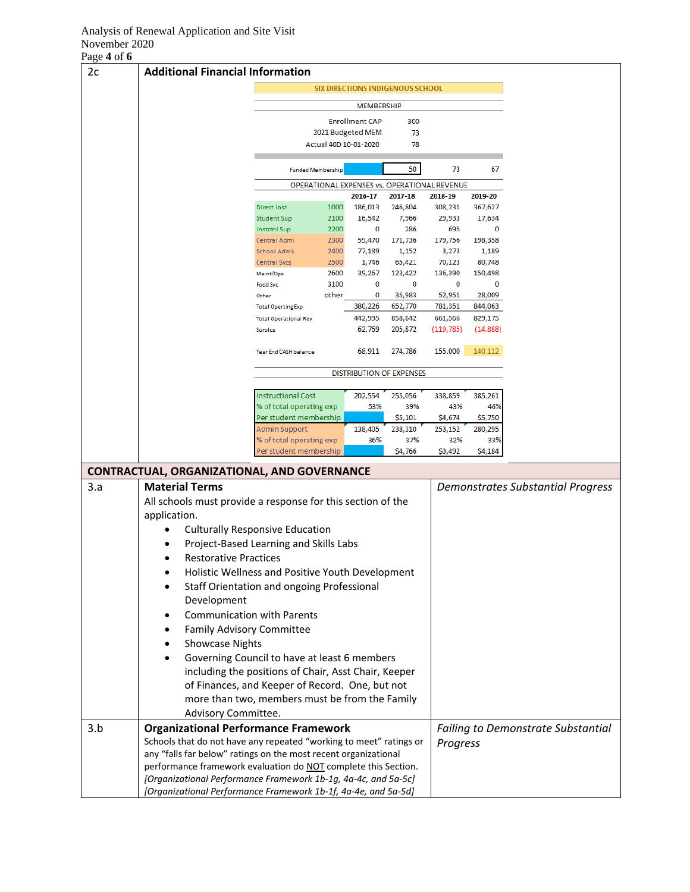| 2c | **Additional Financial Information** | |
|---|---|---|

**SIX DIRECTIONS INDIGENOUS SCHOOL**

**MEMBERSHIP**

| | |
|---|---|
| Enrollment CAP | 300 |
| 2021 Budgeted MEM | 73 |
| Actual 40D 10-01-2020 | 78 |

| | | 2016-17 | 2017-18 | 2018-19 | 2019-20 |
|---|---|---|---|---|---|
| Funded Membership | | | 50 | 73 | 67 |

**OPERATIONAL EXPENSES vs. OPERATIONAL REVENUE**

| | | 2016-17 | 2017-18 | 2018-19 | 2019-20 |
|---|---|---|---|---|---|
| Direct Inst | 1000 | 186,013 | 246,804 | 308,231 | 367,627 |
| Student Sup | 2100 | 16,542 | 7,966 | 29,933 | 17,634 |
| Instrtnl Sup | 2200 | 0 | 286 | 695 | 0 |
| Central Admi | 2300 | 59,470 | 171,736 | 179,756 | 198,358 |
| School Admi | 2400 | 77,189 | 1,152 | 3,273 | 1,189 |
| Central Svcs | 2500 | 1,746 | 65,421 | 70,123 | 80,748 |
| Maint/Ops | 2600 | 39,267 | 123,422 | 136,390 | 150,498 |
| Food Svc | 3100 | 0 | 0 | 0 | 0 |
| Other | other | 0 | 35,983 | 52,951 | 28,009 |
| Total Operting Exp | | 380,226 | 652,770 | 781,351 | 844,063 |
| Total Operational Rev | | 442,995 | 858,642 | 661,566 | 829,175 |
| Surplus | | 62,769 | 205,872 | (119,785) | (14,888) |
| | | | | | |
| Year End CASH balance | | 68,911 | 274,786 | 155,000 | 140,112 |

**DISTRIBUTION OF EXPENSES**

| | 2016-17 | 2017-18 | 2018-19 | 2019-20 |
|---|---|---|---|---|
| Instructional Cost | 202,554 | 255,056 | 338,859 | 385,261 |
| % of total operating exp | 53% | 39% | 43% | 46% |
| Per student membership | | $5,101 | $4,674 | $5,750 |
| Admin Support | 138,405 | 238,310 | 253,152 | 280,295 |
| % of total operating exp | 36% | 37% | 32% | 33% |
| Per student membership | | $4,766 | $3,492 | $4,184 |

## CONTRACTUAL, ORGANIZATIONAL, AND GOVERNANCE

| | | |
|---|---|---|
| 3.a | **Material Terms**<br>All schools must provide a response for this section of the application.<br>• Culturally Responsive Education<br>• Project-Based Learning and Skills Labs<br>• Restorative Practices<br>• Holistic Wellness and Positive Youth Development<br>• Staff Orientation and ongoing Professional Development<br>• Communication with Parents<br>• Family Advisory Committee<br>• Showcase Nights<br>• Governing Council to have at least 6 members including the positions of Chair, Asst Chair, Keeper of Finances, and Keeper of Record. One, but not more than two, members must be from the Family Advisory Committee. | *Demonstrates Substantial Progress* |
| 3.b | **Organizational Performance Framework**<br>Schools that do not have any repeated "working to meet" ratings or any "falls far below" ratings on the most recent organizational performance framework evaluation do NOT complete this Section.<br>*[Organizational Performance Framework 1b-1g, 4a-4c, and 5a-5c]*<br>*[Organizational Performance Framework 1b-1f, 4a-4e, and 5a-5d]* | *Failing to Demonstrate Substantial Progress* |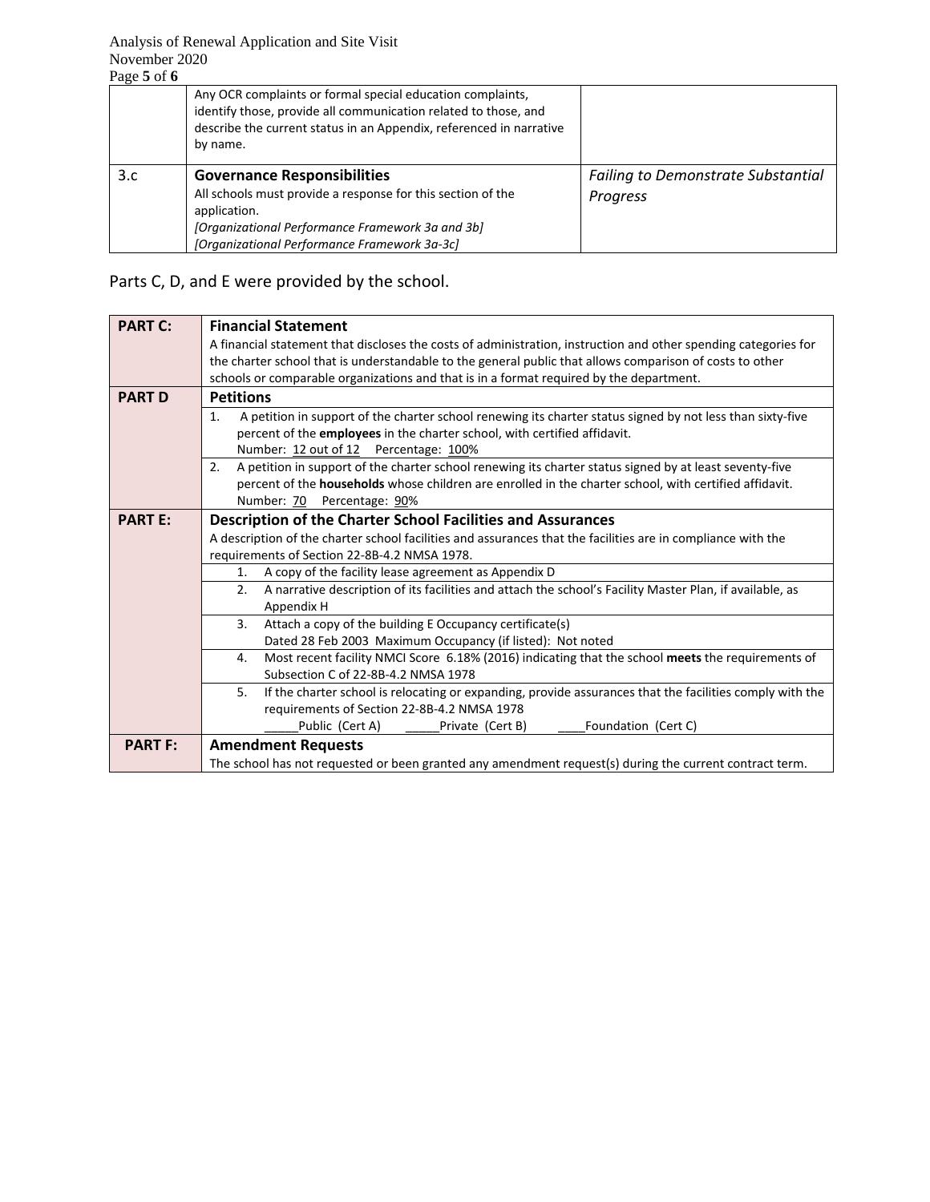| | | |
|---|---|---|
| | Any OCR complaints or formal special education complaints, identify those, provide all communication related to those, and describe the current status in an Appendix, referenced in narrative by name. | |
| 3.c | **Governance Responsibilities**<br>All schools must provide a response for this section of the application.<br>*[Organizational Performance Framework 3a and 3b]*<br>*[Organizational Performance Framework 3a-3c]* | *Failing to Demonstrate Substantial Progress* |

Parts C, D, and E were provided by the school.

| | |
|---|---|
| **PART C:** | **Financial Statement**<br>A financial statement that discloses the costs of administration, instruction and other spending categories for the charter school that is understandable to the general public that allows comparison of costs to other schools or comparable organizations and that is in a format required by the department. |
| **PART D** | **Petitions** |
| | 1. A petition in support of the charter school renewing its charter status signed by not less than sixty-five percent of the **employees** in the charter school, with certified affidavit.<br>Number: 12 out of 12 Percentage: 100% |
| | 2. A petition in support of the charter school renewing its charter status signed by at least seventy-five percent of the **households** whose children are enrolled in the charter school, with certified affidavit.<br>Number: 70 Percentage: 90% |
| **PART E:** | **Description of the Charter School Facilities and Assurances**<br>A description of the charter school facilities and assurances that the facilities are in compliance with the requirements of Section 22-8B-4.2 NMSA 1978. |
| | 1. A copy of the facility lease agreement as Appendix D |
| | 2. A narrative description of its facilities and attach the school's Facility Master Plan, if available, as Appendix H |
| | 3. Attach a copy of the building E Occupancy certificate(s)<br>Dated 28 Feb 2003 Maximum Occupancy (if listed): Not noted |
| | 4. Most recent facility NMCI Score 6.18% (2016) indicating that the school **meets** the requirements of Subsection C of 22-8B-4.2 NMSA 1978 |
| | 5. If the charter school is relocating or expanding, provide assurances that the facilities comply with the requirements of Section 22-8B-4.2 NMSA 1978<br>_____Public (Cert A) _____Private (Cert B) ____Foundation (Cert C) |
| **PART F:** | **Amendment Requests**<br>The school has not requested or been granted any amendment request(s) during the current contract term. |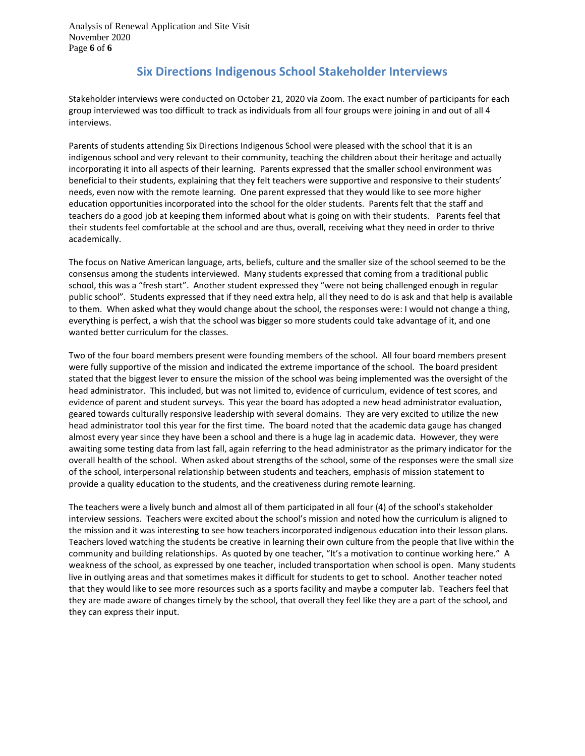## Six Directions Indigenous School Stakeholder Interviews

Stakeholder interviews were conducted on October 21, 2020 via Zoom. The exact number of participants for each group interviewed was too difficult to track as individuals from all four groups were joining in and out of all 4 interviews.

Parents of students attending Six Directions Indigenous School were pleased with the school that it is an indigenous school and very relevant to their community, teaching the children about their heritage and actually incorporating it into all aspects of their learning. Parents expressed that the smaller school environment was beneficial to their students, explaining that they felt teachers were supportive and responsive to their students' needs, even now with the remote learning. One parent expressed that they would like to see more higher education opportunities incorporated into the school for the older students. Parents felt that the staff and teachers do a good job at keeping them informed about what is going on with their students. Parents feel that their students feel comfortable at the school and are thus, overall, receiving what they need in order to thrive academically.

The focus on Native American language, arts, beliefs, culture and the smaller size of the school seemed to be the consensus among the students interviewed. Many students expressed that coming from a traditional public school, this was a "fresh start". Another student expressed they "were not being challenged enough in regular public school". Students expressed that if they need extra help, all they need to do is ask and that help is available to them. When asked what they would change about the school, the responses were: I would not change a thing, everything is perfect, a wish that the school was bigger so more students could take advantage of it, and one wanted better curriculum for the classes.

Two of the four board members present were founding members of the school. All four board members present were fully supportive of the mission and indicated the extreme importance of the school. The board president stated that the biggest lever to ensure the mission of the school was being implemented was the oversight of the head administrator. This included, but was not limited to, evidence of curriculum, evidence of test scores, and evidence of parent and student surveys. This year the board has adopted a new head administrator evaluation, geared towards culturally responsive leadership with several domains. They are very excited to utilize the new head administrator tool this year for the first time. The board noted that the academic data gauge has changed almost every year since they have been a school and there is a huge lag in academic data. However, they were awaiting some testing data from last fall, again referring to the head administrator as the primary indicator for the overall health of the school. When asked about strengths of the school, some of the responses were the small size of the school, interpersonal relationship between students and teachers, emphasis of mission statement to provide a quality education to the students, and the creativeness during remote learning.

The teachers were a lively bunch and almost all of them participated in all four (4) of the school's stakeholder interview sessions. Teachers were excited about the school's mission and noted how the curriculum is aligned to the mission and it was interesting to see how teachers incorporated indigenous education into their lesson plans. Teachers loved watching the students be creative in learning their own culture from the people that live within the community and building relationships. As quoted by one teacher, "It's a motivation to continue working here." A weakness of the school, as expressed by one teacher, included transportation when school is open. Many students live in outlying areas and that sometimes makes it difficult for students to get to school. Another teacher noted that they would like to see more resources such as a sports facility and maybe a computer lab. Teachers feel that they are made aware of changes timely by the school, that overall they feel like they are a part of the school, and they can express their input.